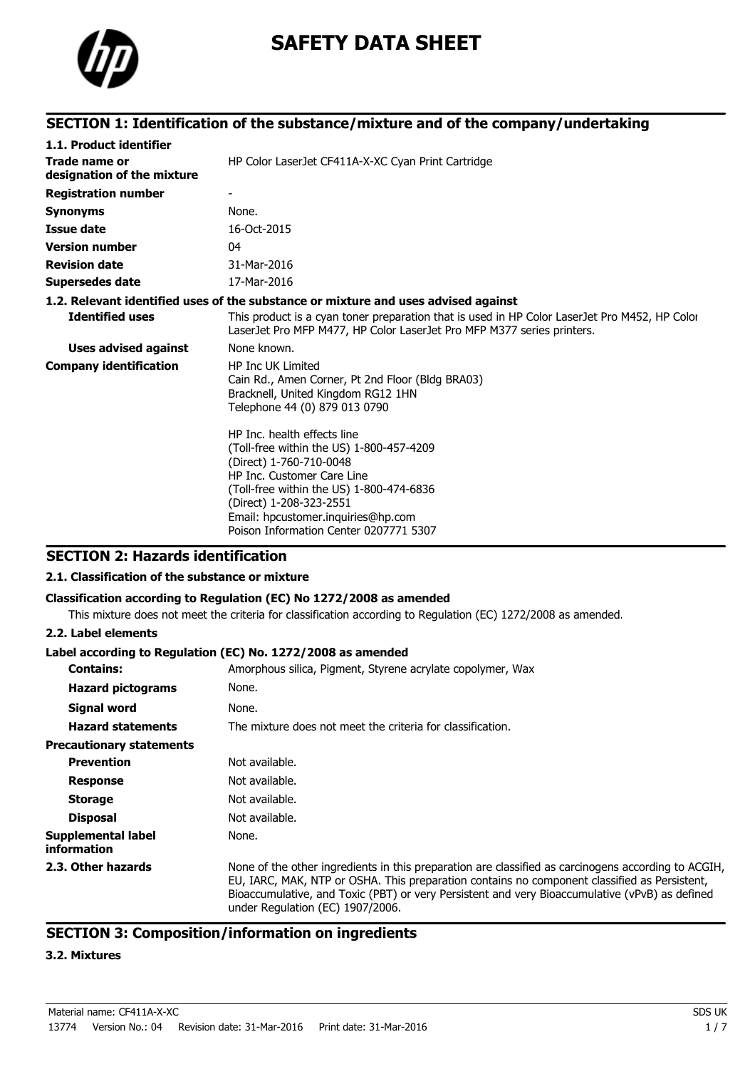# SAFETY DATA SHEET

## SECTION 1: Identification of the substance/mixture and of the company/undertaking

### 1.1. Product identifier

| | |
|---|---|
| **Trade name or designation of the mixture** | HP Color LaserJet CF411A-X-XC Cyan Print Cartridge |
| **Registration number** | - |
| **Synonyms** | None. |
| **Issue date** | 16-Oct-2015 |
| **Version number** | 04 |
| **Revision date** | 31-Mar-2016 |
| **Supersedes date** | 17-Mar-2016 |

### 1.2. Relevant identified uses of the substance or mixture and uses advised against

| | |
|---|---|
| **Identified uses** | This product is a cyan toner preparation that is used in HP Color LaserJet Pro M452, HP Color LaserJet Pro MFP M477, HP Color LaserJet Pro MFP M377 series printers. |
| **Uses advised against** | None known. |
| **Company identification** | HP Inc UK Limited<br>Cain Rd., Amen Corner, Pt 2nd Floor (Bldg BRA03)<br>Bracknell, United Kingdom RG12 1HN<br>Telephone 44 (0) 879 013 0790<br><br>HP Inc. health effects line<br>(Toll-free within the US) 1-800-457-4209<br>(Direct) 1-760-710-0048<br>HP Inc. Customer Care Line<br>(Toll-free within the US) 1-800-474-6836<br>(Direct) 1-208-323-2551<br>Email: hpcustomer.inquiries@hp.com<br>Poison Information Center 0207771 5307 |

## SECTION 2: Hazards identification

### 2.1. Classification of the substance or mixture

**Classification according to Regulation (EC) No 1272/2008 as amended**

This mixture does not meet the criteria for classification according to Regulation (EC) 1272/2008 as amended.

### 2.2. Label elements

**Label according to Regulation (EC) No. 1272/2008 as amended**

| | |
|---|---|
| **Contains:** | Amorphous silica, Pigment, Styrene acrylate copolymer, Wax |
| **Hazard pictograms** | None. |
| **Signal word** | None. |
| **Hazard statements** | The mixture does not meet the criteria for classification. |
| **Precautionary statements** | |
| **Prevention** | Not available. |
| **Response** | Not available. |
| **Storage** | Not available. |
| **Disposal** | Not available. |
| **Supplemental label information** | None. |
| **2.3. Other hazards** | None of the other ingredients in this preparation are classified as carcinogens according to ACGIH, EU, IARC, MAK, NTP or OSHA. This preparation contains no component classified as Persistent, Bioaccumulative, and Toxic (PBT) or very Persistent and very Bioaccumulative (vPvB) as defined under Regulation (EC) 1907/2006. |

## SECTION 3: Composition/information on ingredients

### 3.2. Mixtures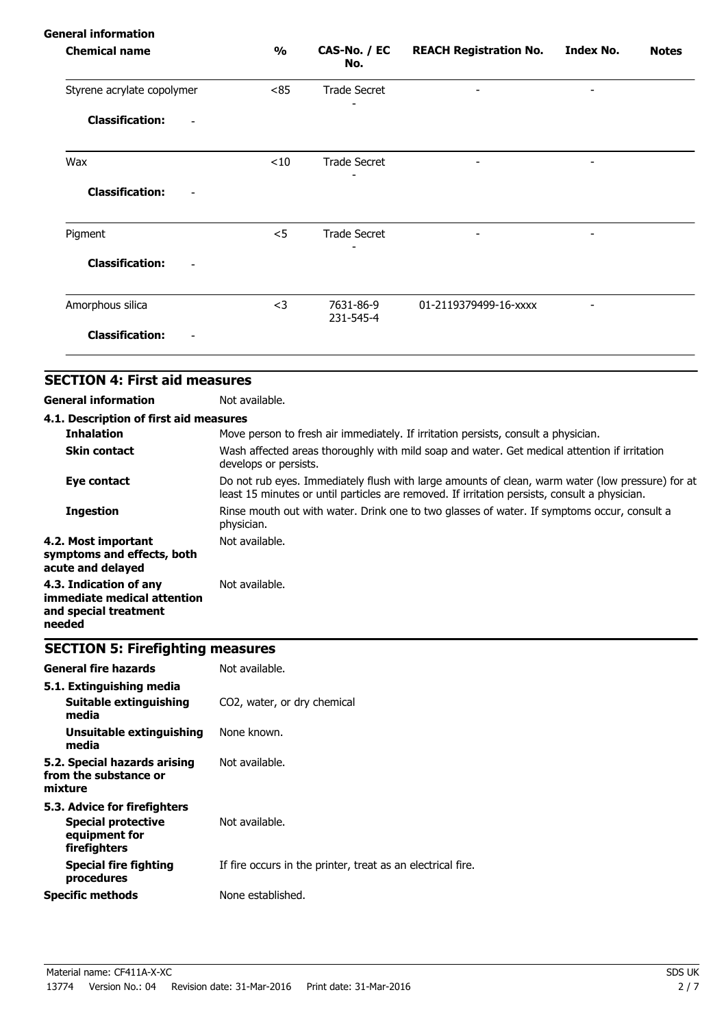**General information**

| Chemical name | % | CAS-No. / EC No. | REACH Registration No. | Index No. | Notes |
|---|---|---|---|---|---|
| Styrene acrylate copolymer | <85 | Trade Secret - | - | - | |
| **Classification:** - | | | | | |
| Wax | <10 | Trade Secret - | - | - | |
| **Classification:** - | | | | | |
| Pigment | <5 | Trade Secret - | - | - | |
| **Classification:** - | | | | | |
| Amorphous silica | <3 | 7631-86-9 231-545-4 | 01-2119379499-16-xxxx | - | |
| **Classification:** - | | | | | |

## SECTION 4: First aid measures

**General information** Not available.

**4.1. Description of first aid measures**

**Inhalation** Move person to fresh air immediately. If irritation persists, consult a physician.

**Skin contact** Wash affected areas thoroughly with mild soap and water. Get medical attention if irritation develops or persists.

**Eye contact** Do not rub eyes. Immediately flush with large amounts of clean, warm water (low pressure) for at least 15 minutes or until particles are removed. If irritation persists, consult a physician.

**Ingestion** Rinse mouth out with water. Drink one to two glasses of water. If symptoms occur, consult a physician.

**4.2. Most important symptoms and effects, both acute and delayed** Not available.

**4.3. Indication of any immediate medical attention and special treatment needed** Not available.

## SECTION 5: Firefighting measures

**General fire hazards** Not available.

**5.1. Extinguishing media**

**Suitable extinguishing media** $CO_2$, water, or dry chemical

**Unsuitable extinguishing media** None known.

**5.2. Special hazards arising from the substance or mixture** Not available.

**5.3. Advice for firefighters**

**Special protective equipment for firefighters** Not available.

**Special fire fighting procedures** If fire occurs in the printer, treat as an electrical fire.

**Specific methods** None established.

Material name: CF411A-X-XC

13774 Version No.: 04 Revision date: 31-Mar-2016 Print date: 31-Mar-2016

SDS UK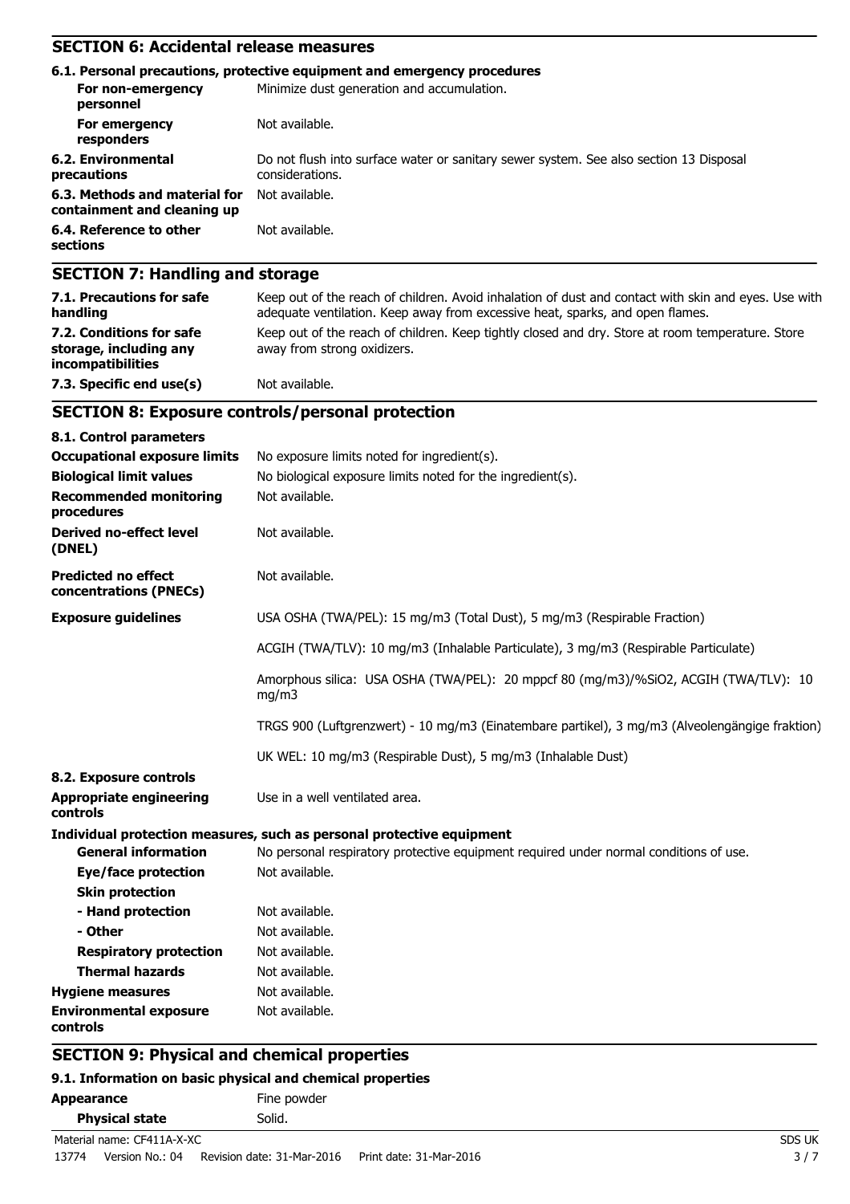## SECTION 6: Accidental release measures

### 6.1. Personal precautions, protective equipment and emergency procedures

| | |
|---|---|
| **For non-emergency personnel** | Minimize dust generation and accumulation. |
| **For emergency responders** | Not available. |
| **6.2. Environmental precautions** | Do not flush into surface water or sanitary sewer system. See also section 13 Disposal considerations. |
| **6.3. Methods and material for containment and cleaning up** | Not available. |
| **6.4. Reference to other sections** | Not available. |

## SECTION 7: Handling and storage

| | |
|---|---|
| **7.1. Precautions for safe handling** | Keep out of the reach of children. Avoid inhalation of dust and contact with skin and eyes. Use with adequate ventilation. Keep away from excessive heat, sparks, and open flames. |
| **7.2. Conditions for safe storage, including any incompatibilities** | Keep out of the reach of children. Keep tightly closed and dry. Store at room temperature. Store away from strong oxidizers. |
| **7.3. Specific end use(s)** | Not available. |

## SECTION 8: Exposure controls/personal protection

### 8.1. Control parameters

| | |
|---|---|
| **Occupational exposure limits** | No exposure limits noted for ingredient(s). |
| **Biological limit values** | No biological exposure limits noted for the ingredient(s). |
| **Recommended monitoring procedures** | Not available. |
| **Derived no-effect level (DNEL)** | Not available. |
| **Predicted no effect concentrations (PNECs)** | Not available. |
| **Exposure guidelines** | USA OSHA (TWA/PEL): 15 mg/m3 (Total Dust), 5 mg/m3 (Respirable Fraction) |
| | ACGIH (TWA/TLV): 10 mg/m3 (Inhalable Particulate), 3 mg/m3 (Respirable Particulate) |
| | Amorphous silica: USA OSHA (TWA/PEL): 20 mppcf 80 (mg/m3)/%SiO2, ACGIH (TWA/TLV): 10 mg/m3 |
| | TRGS 900 (Luftgrenzwert) - 10 mg/m3 (Einatembare partikel), 3 mg/m3 (Alveolengängige fraktion) |
| | UK WEL: 10 mg/m3 (Respirable Dust), 5 mg/m3 (Inhalable Dust) |

### 8.2. Exposure controls

| | |
|---|---|
| **Appropriate engineering controls** | Use in a well ventilated area. |

**Individual protection measures, such as personal protective equipment**

| | |
|---|---|
| **General information** | No personal respiratory protective equipment required under normal conditions of use. |
| **Eye/face protection** | Not available. |
| **Skin protection** | |
| **- Hand protection** | Not available. |
| **- Other** | Not available. |
| **Respiratory protection** | Not available. |
| **Thermal hazards** | Not available. |
| **Hygiene measures** | Not available. |
| **Environmental exposure controls** | Not available. |

## SECTION 9: Physical and chemical properties

### 9.1. Information on basic physical and chemical properties

| | |
|---|---|
| **Appearance** | Fine powder |
| **Physical state** | Solid. |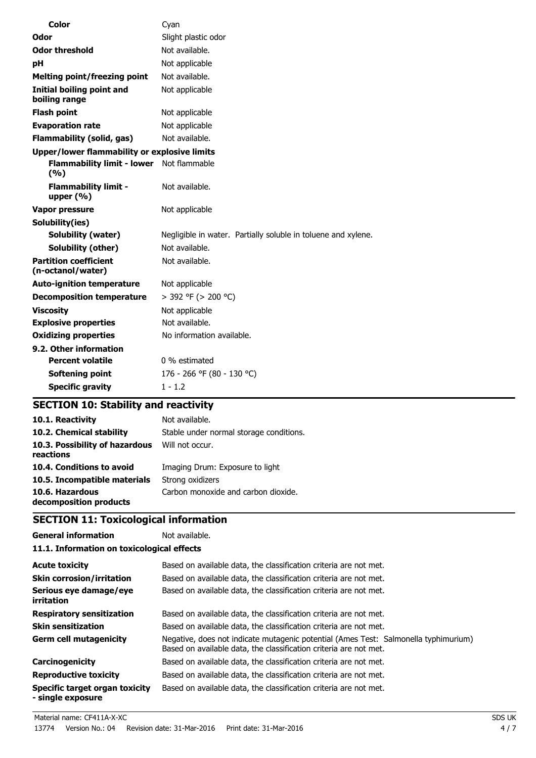| | |
|---|---|
| **Color** | Cyan |
| **Odor** | Slight plastic odor |
| **Odor threshold** | Not available. |
| **pH** | Not applicable |
| **Melting point/freezing point** | Not available. |
| **Initial boiling point and boiling range** | Not applicable |
| **Flash point** | Not applicable |
| **Evaporation rate** | Not applicable |
| **Flammability (solid, gas)** | Not available. |
| **Upper/lower flammability or explosive limits** | |
| **Flammability limit - lower (%)** | Not flammable |
| **Flammability limit - upper (%)** | Not available. |
| **Vapor pressure** | Not applicable |
| **Solubility(ies)** | |
| **Solubility (water)** | Negligible in water. Partially soluble in toluene and xylene. |
| **Solubility (other)** | Not available. |
| **Partition coefficient (n-octanol/water)** | Not available. |
| **Auto-ignition temperature** | Not applicable |
| **Decomposition temperature** | > 392 °F (> 200 °C) |
| **Viscosity** | Not applicable |
| **Explosive properties** | Not available. |
| **Oxidizing properties** | No information available. |
| **9.2. Other information** | |
| **Percent volatile** | 0 % estimated |
| **Softening point** | 176 - 266 °F (80 - 130 °C) |
| **Specific gravity** | 1 - 1.2 |

## SECTION 10: Stability and reactivity

| | |
|---|---|
| **10.1. Reactivity** | Not available. |
| **10.2. Chemical stability** | Stable under normal storage conditions. |
| **10.3. Possibility of hazardous reactions** | Will not occur. |
| **10.4. Conditions to avoid** | Imaging Drum: Exposure to light |
| **10.5. Incompatible materials** | Strong oxidizers |
| **10.6. Hazardous decomposition products** | Carbon monoxide and carbon dioxide. |

## SECTION 11: Toxicological information

| | |
|---|---|
| **General information** | Not available. |

**11.1. Information on toxicological effects**

| | |
|---|---|
| **Acute toxicity** | Based on available data, the classification criteria are not met. |
| **Skin corrosion/irritation** | Based on available data, the classification criteria are not met. |
| **Serious eye damage/eye irritation** | Based on available data, the classification criteria are not met. |
| **Respiratory sensitization** | Based on available data, the classification criteria are not met. |
| **Skin sensitization** | Based on available data, the classification criteria are not met. |
| **Germ cell mutagenicity** | Negative, does not indicate mutagenic potential (Ames Test: Salmonella typhimurium) Based on available data, the classification criteria are not met. |
| **Carcinogenicity** | Based on available data, the classification criteria are not met. |
| **Reproductive toxicity** | Based on available data, the classification criteria are not met. |
| **Specific target organ toxicity - single exposure** | Based on available data, the classification criteria are not met. |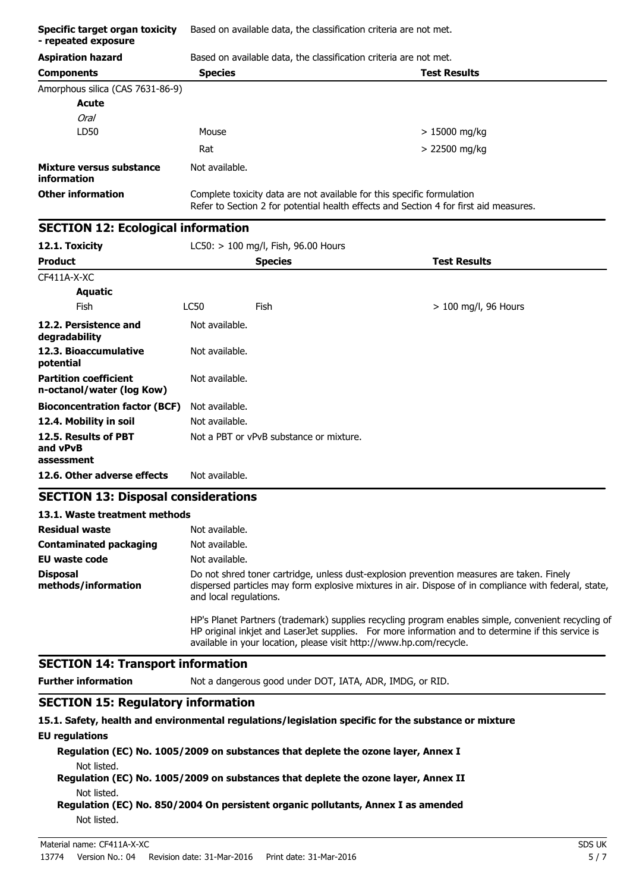| | |
|---|---|
| **Specific target organ toxicity - repeated exposure** | Based on available data, the classification criteria are not met. |
| **Aspiration hazard** | Based on available data, the classification criteria are not met. |

| **Components** | **Species** | **Test Results** |
|---|---|---|
| Amorphous silica (CAS 7631-86-9) | | |
| **Acute** | | |
| *Oral* | | |
| LD50 | Mouse | > 15000 mg/kg |
| | Rat | > 22500 mg/kg |

| | |
|---|---|
| **Mixture versus substance information** | Not available. |
| **Other information** | Complete toxicity data are not available for this specific formulation<br>Refer to Section 2 for potential health effects and Section 4 for first aid measures. |

## SECTION 12: Ecological information

**12.1. Toxicity** LC50: > 100 mg/l, Fish, 96.00 Hours

| **Product** | | **Species** | **Test Results** |
|---|---|---|---|
| CF411A-X-XC | | | |
| **Aquatic** | | | |
| Fish | LC50 | Fish | > 100 mg/l, 96 Hours |

| | |
|---|---|
| **12.2. Persistence and degradability** | Not available. |
| **12.3. Bioaccumulative potential** | Not available. |
| **Partition coefficient n-octanol/water (log Kow)** | Not available. |
| **Bioconcentration factor (BCF)** | Not available. |
| **12.4. Mobility in soil** | Not available. |
| **12.5. Results of PBT and vPvB assessment** | Not a PBT or vPvB substance or mixture. |
| **12.6. Other adverse effects** | Not available. |

## SECTION 13: Disposal considerations

### 13.1. Waste treatment methods

| | |
|---|---|
| **Residual waste** | Not available. |
| **Contaminated packaging** | Not available. |
| **EU waste code** | Not available. |
| **Disposal methods/information** | Do not shred toner cartridge, unless dust-explosion prevention measures are taken. Finely dispersed particles may form explosive mixtures in air. Dispose of in compliance with federal, state, and local regulations.<br><br>HP's Planet Partners (trademark) supplies recycling program enables simple, convenient recycling of HP original inkjet and LaserJet supplies. For more information and to determine if this service is available in your location, please visit http://www.hp.com/recycle. |

## SECTION 14: Transport information

**Further information** Not a dangerous good under DOT, IATA, ADR, IMDG, or RID.

## SECTION 15: Regulatory information

**15.1. Safety, health and environmental regulations/legislation specific for the substance or mixture**

**EU regulations**

**Regulation (EC) No. 1005/2009 on substances that deplete the ozone layer, Annex I**

Not listed.

**Regulation (EC) No. 1005/2009 on substances that deplete the ozone layer, Annex II**

Not listed.

**Regulation (EC) No. 850/2004 On persistent organic pollutants, Annex I as amended**

Not listed.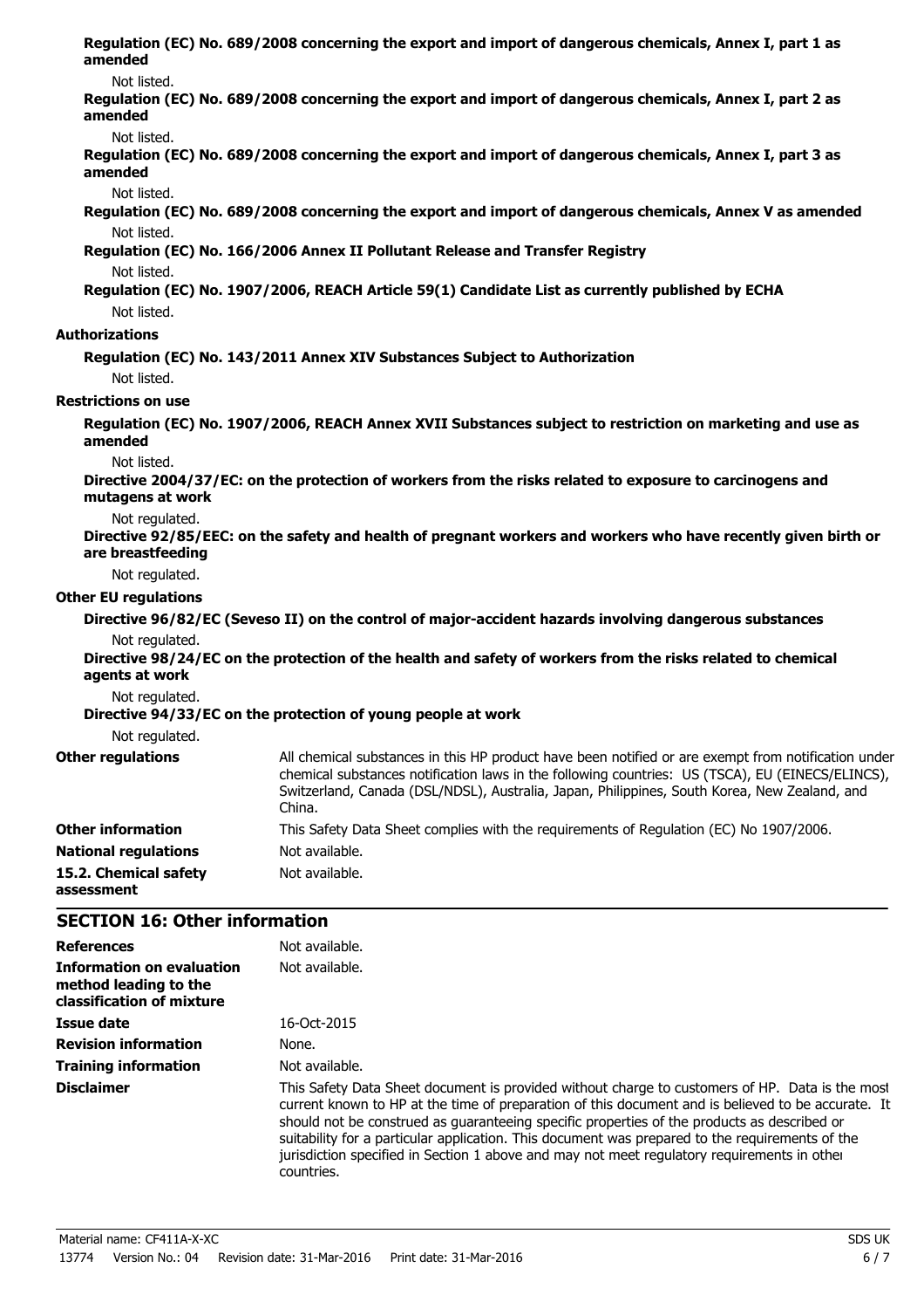**Regulation (EC) No. 689/2008 concerning the export and import of dangerous chemicals, Annex I, part 1 as amended**

Not listed.

**Regulation (EC) No. 689/2008 concerning the export and import of dangerous chemicals, Annex I, part 2 as amended**

Not listed.

**Regulation (EC) No. 689/2008 concerning the export and import of dangerous chemicals, Annex I, part 3 as amended**

Not listed.

**Regulation (EC) No. 689/2008 concerning the export and import of dangerous chemicals, Annex V as amended**

Not listed.

**Regulation (EC) No. 166/2006 Annex II Pollutant Release and Transfer Registry**

Not listed.

**Regulation (EC) No. 1907/2006, REACH Article 59(1) Candidate List as currently published by ECHA**

Not listed.

**Authorizations**

**Regulation (EC) No. 143/2011 Annex XIV Substances Subject to Authorization**

Not listed.

**Restrictions on use**

**Regulation (EC) No. 1907/2006, REACH Annex XVII Substances subject to restriction on marketing and use as amended**

Not listed.

**Directive 2004/37/EC: on the protection of workers from the risks related to exposure to carcinogens and mutagens at work**

Not regulated.

**Directive 92/85/EEC: on the safety and health of pregnant workers and workers who have recently given birth or are breastfeeding**

Not regulated.

**Other EU regulations**

**Directive 96/82/EC (Seveso II) on the control of major-accident hazards involving dangerous substances**

Not regulated.

**Directive 98/24/EC on the protection of the health and safety of workers from the risks related to chemical agents at work**

Not regulated.

**Directive 94/33/EC on the protection of young people at work**

Not regulated.

**Other regulations** — All chemical substances in this HP product have been notified or are exempt from notification under chemical substances notification laws in the following countries: US (TSCA), EU (EINECS/ELINCS), Switzerland, Canada (DSL/NDSL), Australia, Japan, Philippines, South Korea, New Zealand, and China.

**Other information** — This Safety Data Sheet complies with the requirements of Regulation (EC) No 1907/2006.

**National regulations** — Not available.

**15.2. Chemical safety assessment** — Not available.

## SECTION 16: Other information

**References** — Not available.

**Information on evaluation method leading to the classification of mixture** — Not available.

**Issue date** — 16-Oct-2015

**Revision information** — None.

**Training information** — Not available.

**Disclaimer** — This Safety Data Sheet document is provided without charge to customers of HP. Data is the most current known to HP at the time of preparation of this document and is believed to be accurate. It should not be construed as guaranteeing specific properties of the products as described or suitability for a particular application. This document was prepared to the requirements of the jurisdiction specified in Section 1 above and may not meet regulatory requirements in other countries.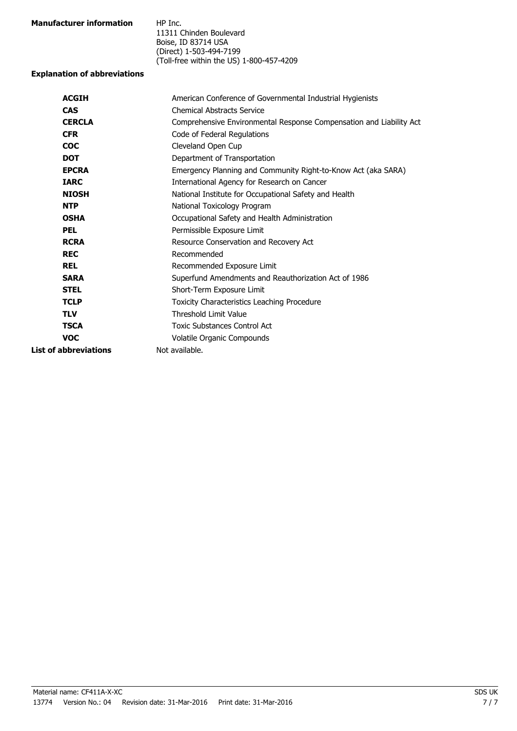**Manufacturer information**

HP Inc.
11311 Chinden Boulevard
Boise, ID 83714 USA
(Direct) 1-503-494-7199
(Toll-free within the US) 1-800-457-4209

**Explanation of abbreviations**

| | |
|---|---|
| **ACGIH** | American Conference of Governmental Industrial Hygienists |
| **CAS** | Chemical Abstracts Service |
| **CERCLA** | Comprehensive Environmental Response Compensation and Liability Act |
| **CFR** | Code of Federal Regulations |
| **COC** | Cleveland Open Cup |
| **DOT** | Department of Transportation |
| **EPCRA** | Emergency Planning and Community Right-to-Know Act (aka SARA) |
| **IARC** | International Agency for Research on Cancer |
| **NIOSH** | National Institute for Occupational Safety and Health |
| **NTP** | National Toxicology Program |
| **OSHA** | Occupational Safety and Health Administration |
| **PEL** | Permissible Exposure Limit |
| **RCRA** | Resource Conservation and Recovery Act |
| **REC** | Recommended |
| **REL** | Recommended Exposure Limit |
| **SARA** | Superfund Amendments and Reauthorization Act of 1986 |
| **STEL** | Short-Term Exposure Limit |
| **TCLP** | Toxicity Characteristics Leaching Procedure |
| **TLV** | Threshold Limit Value |
| **TSCA** | Toxic Substances Control Act |
| **VOC** | Volatile Organic Compounds |

**List of abbreviations** Not available.